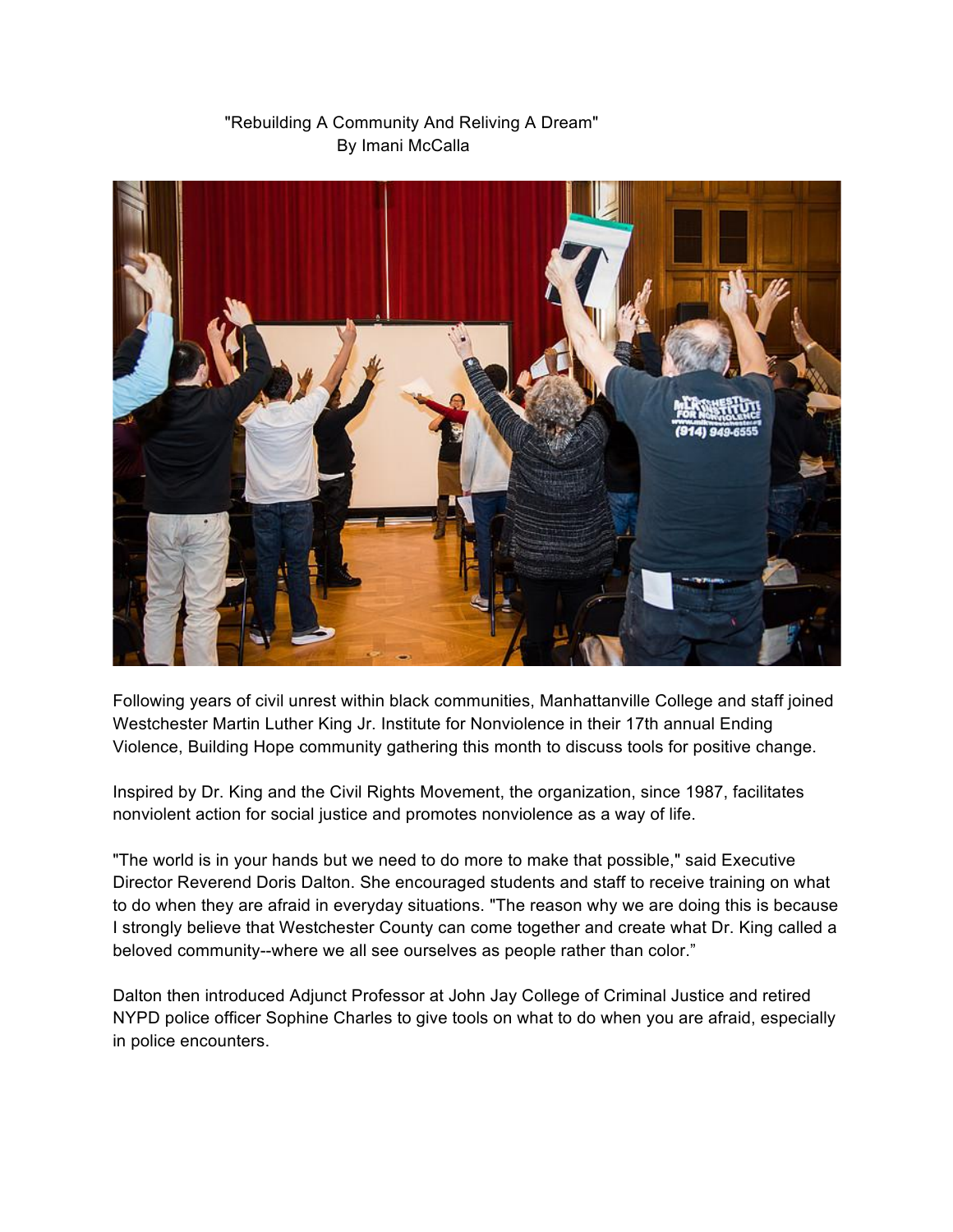"Rebuilding A Community And Reliving A Dream"
By Imani McCalla

Following years of civil unrest within black communities, Manhattanville College and staff joined Westchester Martin Luther King Jr. Institute for Nonviolence in their 17th annual Ending Violence, Building Hope community gathering this month to discuss tools for positive change.

Inspired by Dr. King and the Civil Rights Movement, the organization, since 1987, facilitates nonviolent action for social justice and promotes nonviolence as a way of life.

"The world is in your hands but we need to do more to make that possible," said Executive Director Reverend Doris Dalton. She encouraged students and staff to receive training on what to do when they are afraid in everyday situations. "The reason why we are doing this is because I strongly believe that Westchester County can come together and create what Dr. King called a beloved community--where we all see ourselves as people rather than color."

Dalton then introduced Adjunct Professor at John Jay College of Criminal Justice and retired NYPD police officer Sophine Charles to give tools on what to do when you are afraid, especially in police encounters.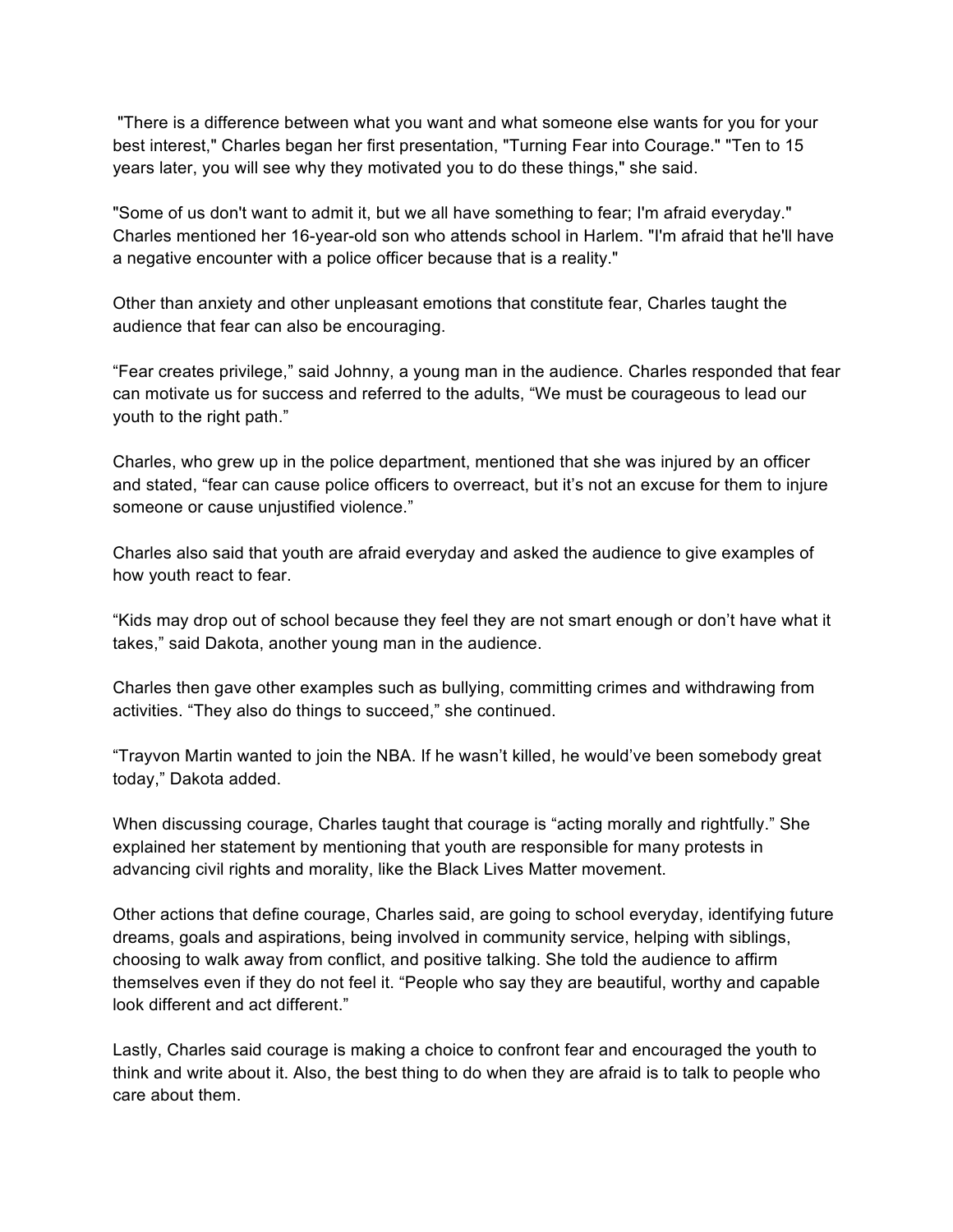"There is a difference between what you want and what someone else wants for you for your best interest," Charles began her first presentation, "Turning Fear into Courage." "Ten to 15 years later, you will see why they motivated you to do these things," she said.

"Some of us don't want to admit it, but we all have something to fear; I'm afraid everyday." Charles mentioned her 16-year-old son who attends school in Harlem. "I'm afraid that he'll have a negative encounter with a police officer because that is a reality."

Other than anxiety and other unpleasant emotions that constitute fear, Charles taught the audience that fear can also be encouraging.

"Fear creates privilege," said Johnny, a young man in the audience. Charles responded that fear can motivate us for success and referred to the adults, "We must be courageous to lead our youth to the right path."

Charles, who grew up in the police department, mentioned that she was injured by an officer and stated, "fear can cause police officers to overreact, but it's not an excuse for them to injure someone or cause unjustified violence."

Charles also said that youth are afraid everyday and asked the audience to give examples of how youth react to fear.

"Kids may drop out of school because they feel they are not smart enough or don't have what it takes," said Dakota, another young man in the audience.

Charles then gave other examples such as bullying, committing crimes and withdrawing from activities. "They also do things to succeed," she continued.

"Trayvon Martin wanted to join the NBA. If he wasn't killed, he would've been somebody great today," Dakota added.

When discussing courage, Charles taught that courage is "acting morally and rightfully." She explained her statement by mentioning that youth are responsible for many protests in advancing civil rights and morality, like the Black Lives Matter movement.

Other actions that define courage, Charles said, are going to school everyday, identifying future dreams, goals and aspirations, being involved in community service, helping with siblings, choosing to walk away from conflict, and positive talking. She told the audience to affirm themselves even if they do not feel it. "People who say they are beautiful, worthy and capable look different and act different."

Lastly, Charles said courage is making a choice to confront fear and encouraged the youth to think and write about it. Also, the best thing to do when they are afraid is to talk to people who care about them.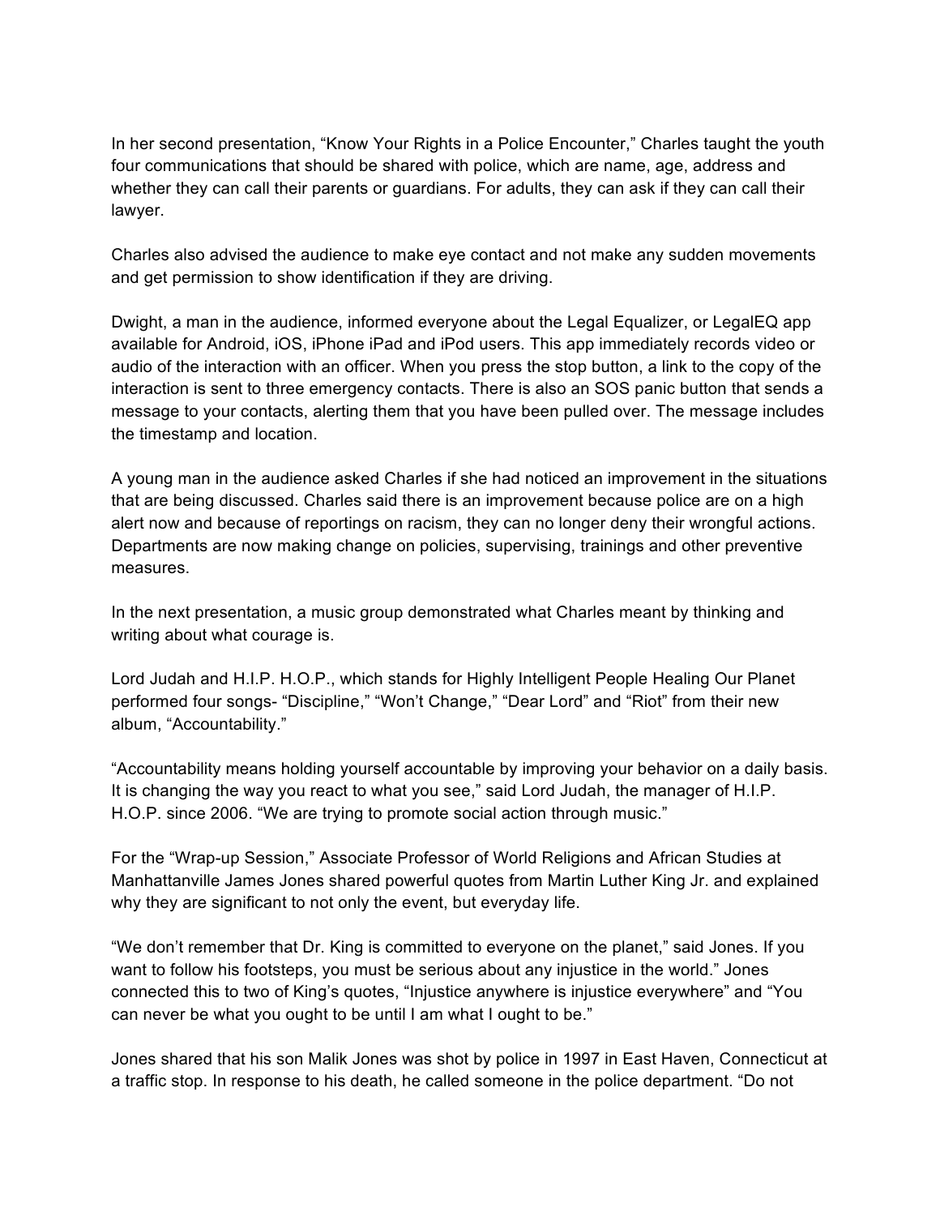In her second presentation, "Know Your Rights in a Police Encounter," Charles taught the youth four communications that should be shared with police, which are name, age, address and whether they can call their parents or guardians. For adults, they can ask if they can call their lawyer.

Charles also advised the audience to make eye contact and not make any sudden movements and get permission to show identification if they are driving.

Dwight, a man in the audience, informed everyone about the Legal Equalizer, or LegalEQ app available for Android, iOS, iPhone iPad and iPod users. This app immediately records video or audio of the interaction with an officer. When you press the stop button, a link to the copy of the interaction is sent to three emergency contacts. There is also an SOS panic button that sends a message to your contacts, alerting them that you have been pulled over. The message includes the timestamp and location.

A young man in the audience asked Charles if she had noticed an improvement in the situations that are being discussed. Charles said there is an improvement because police are on a high alert now and because of reportings on racism, they can no longer deny their wrongful actions. Departments are now making change on policies, supervising, trainings and other preventive measures.

In the next presentation, a music group demonstrated what Charles meant by thinking and writing about what courage is.

Lord Judah and H.I.P. H.O.P., which stands for Highly Intelligent People Healing Our Planet performed four songs- "Discipline," "Won't Change," "Dear Lord" and "Riot" from their new album, "Accountability."

"Accountability means holding yourself accountable by improving your behavior on a daily basis. It is changing the way you react to what you see," said Lord Judah, the manager of H.I.P. H.O.P. since 2006. "We are trying to promote social action through music."

For the "Wrap-up Session," Associate Professor of World Religions and African Studies at Manhattanville James Jones shared powerful quotes from Martin Luther King Jr. and explained why they are significant to not only the event, but everyday life.

"We don't remember that Dr. King is committed to everyone on the planet," said Jones. If you want to follow his footsteps, you must be serious about any injustice in the world." Jones connected this to two of King's quotes, "Injustice anywhere is injustice everywhere" and "You can never be what you ought to be until I am what I ought to be."

Jones shared that his son Malik Jones was shot by police in 1997 in East Haven, Connecticut at a traffic stop. In response to his death, he called someone in the police department. "Do not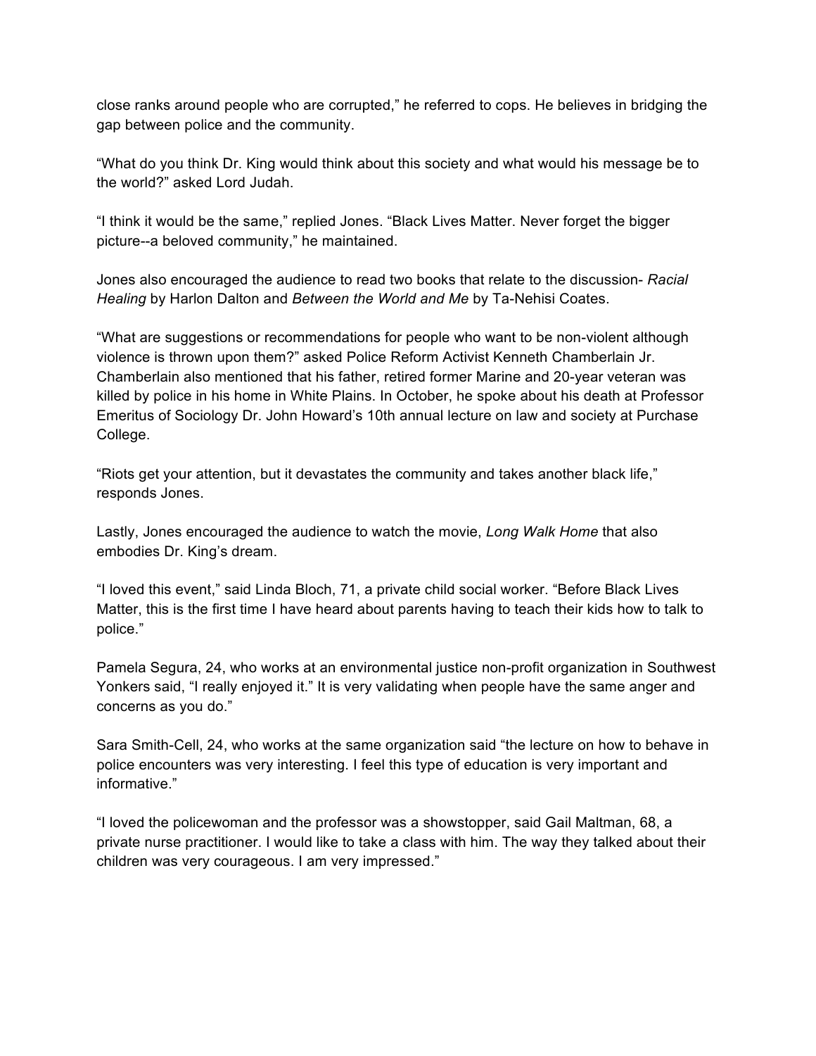close ranks around people who are corrupted," he referred to cops. He believes in bridging the gap between police and the community.

"What do you think Dr. King would think about this society and what would his message be to the world?" asked Lord Judah.

"I think it would be the same," replied Jones. "Black Lives Matter. Never forget the bigger picture--a beloved community," he maintained.

Jones also encouraged the audience to read two books that relate to the discussion- *Racial Healing* by Harlon Dalton and *Between the World and Me* by Ta-Nehisi Coates.

"What are suggestions or recommendations for people who want to be non-violent although violence is thrown upon them?" asked Police Reform Activist Kenneth Chamberlain Jr. Chamberlain also mentioned that his father, retired former Marine and 20-year veteran was killed by police in his home in White Plains. In October, he spoke about his death at Professor Emeritus of Sociology Dr. John Howard's 10th annual lecture on law and society at Purchase College.

"Riots get your attention, but it devastates the community and takes another black life," responds Jones.

Lastly, Jones encouraged the audience to watch the movie, *Long Walk Home* that also embodies Dr. King's dream.

"I loved this event," said Linda Bloch, 71, a private child social worker. "Before Black Lives Matter, this is the first time I have heard about parents having to teach their kids how to talk to police."

Pamela Segura, 24, who works at an environmental justice non-profit organization in Southwest Yonkers said, "I really enjoyed it." It is very validating when people have the same anger and concerns as you do."

Sara Smith-Cell, 24, who works at the same organization said "the lecture on how to behave in police encounters was very interesting. I feel this type of education is very important and informative."

"I loved the policewoman and the professor was a showstopper, said Gail Maltman, 68, a private nurse practitioner. I would like to take a class with him. The way they talked about their children was very courageous. I am very impressed."